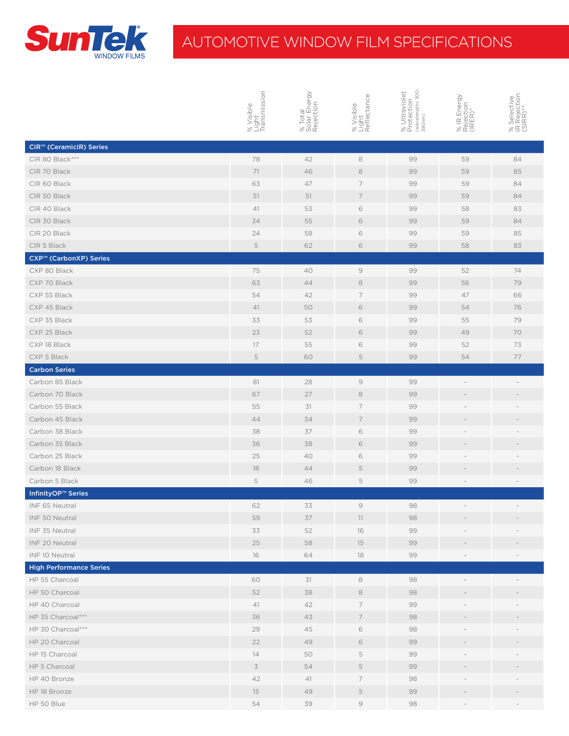# SunTek WINDOW FILMS

## AUTOMOTIVE WINDOW FILM SPECIFICATIONS

| | % Visible Light Transmission | % Total Solar Energy Rejection | % Visible Light Reflectance | % Ultraviolet Protection (wavelengths 300-380nm) | % IR Energy Rejection (IRER)* | % Selective IR Rejection (SIRR)** |
|---|---|---|---|---|---|---|
| **CIR™ (CeramicIR) Series** | | | | | | |
| CIR 80 Black*** | 78 | 42 | 8 | 99 | 59 | 84 |
| CIR 70 Black | 71 | 46 | 8 | 99 | 59 | 85 |
| CIR 60 Black | 63 | 47 | 7 | 99 | 59 | 84 |
| CIR 50 Black | 51 | 51 | 7 | 99 | 59 | 84 |
| CIR 40 Black | 41 | 53 | 6 | 99 | 58 | 83 |
| CIR 30 Black | 34 | 55 | 6 | 99 | 59 | 84 |
| CIR 20 Black | 24 | 58 | 6 | 99 | 59 | 85 |
| CIR 5 Black | 5 | 62 | 6 | 99 | 58 | 83 |
| **CXP™ (CarbonXP) Series** | | | | | | |
| CXP 80 Black | 75 | 40 | 9 | 99 | 52 | 74 |
| CXP 70 Black | 63 | 44 | 8 | 99 | 56 | 79 |
| CXP 55 Black | 54 | 42 | 7 | 99 | 47 | 66 |
| CXP 45 Black | 41 | 50 | 6 | 99 | 54 | 76 |
| CXP 35 Black | 33 | 53 | 6 | 99 | 55 | 79 |
| CXP 25 Black | 23 | 52 | 6 | 99 | 49 | 70 |
| CXP 18 Black | 17 | 55 | 6 | 99 | 52 | 73 |
| CXP 5 Black | 5 | 60 | 5 | 99 | 54 | 77 |
| **Carbon Series** | | | | | | |
| Carbon 85 Black | 81 | 28 | 9 | 99 | - | - |
| Carbon 70 Black | 67 | 27 | 8 | 99 | - | - |
| Carbon 55 Black | 55 | 31 | 7 | 99 | - | - |
| Carbon 45 Black | 44 | 34 | 7 | 99 | - | - |
| Carbon 38 Black | 38 | 37 | 6 | 99 | - | - |
| Carbon 35 Black | 36 | 38 | 6 | 99 | - | - |
| Carbon 25 Black | 25 | 40 | 6 | 99 | - | - |
| Carbon 18 Black | 18 | 44 | 5 | 99 | - | - |
| Carbon 5 Black | 5 | 46 | 5 | 99 | - | - |
| **InfinityOP™ Series** | | | | | | |
| INF 65 Neutral | 62 | 33 | 9 | 98 | - | - |
| INF 50 Neutral | 59 | 37 | 11 | 98 | - | - |
| INF 35 Neutral | 33 | 52 | 16 | 99 | - | - |
| INF 20 Neutral | 25 | 58 | 15 | 99 | - | - |
| INF 10 Neutral | 16 | 64 | 18 | 99 | - | - |
| **High Performance Series** | | | | | | |
| HP 55 Charcoal | 60 | 31 | 8 | 98 | - | - |
| HP 50 Charcoal | 52 | 38 | 8 | 98 | - | - |
| HP 40 Charcoal | 41 | 42 | 7 | 99 | - | - |
| HP 35 Charcoal*** | 36 | 43 | 7 | 98 | - | - |
| HP 30 Charcoal*** | 29 | 45 | 6 | 98 | - | - |
| HP 20 Charcoal | 22 | 49 | 6 | 99 | - | - |
| HP 15 Charcoal | 14 | 50 | 5 | 99 | - | - |
| HP 5 Charcoal | 3 | 54 | 5 | 99 | - | - |
| HP 40 Bronze | 42 | 41 | 7 | 98 | - | - |
| HP 18 Bronze | 15 | 49 | 5 | 99 | - | - |
| HP 50 Blue | 54 | 39 | 9 | 98 | - | - |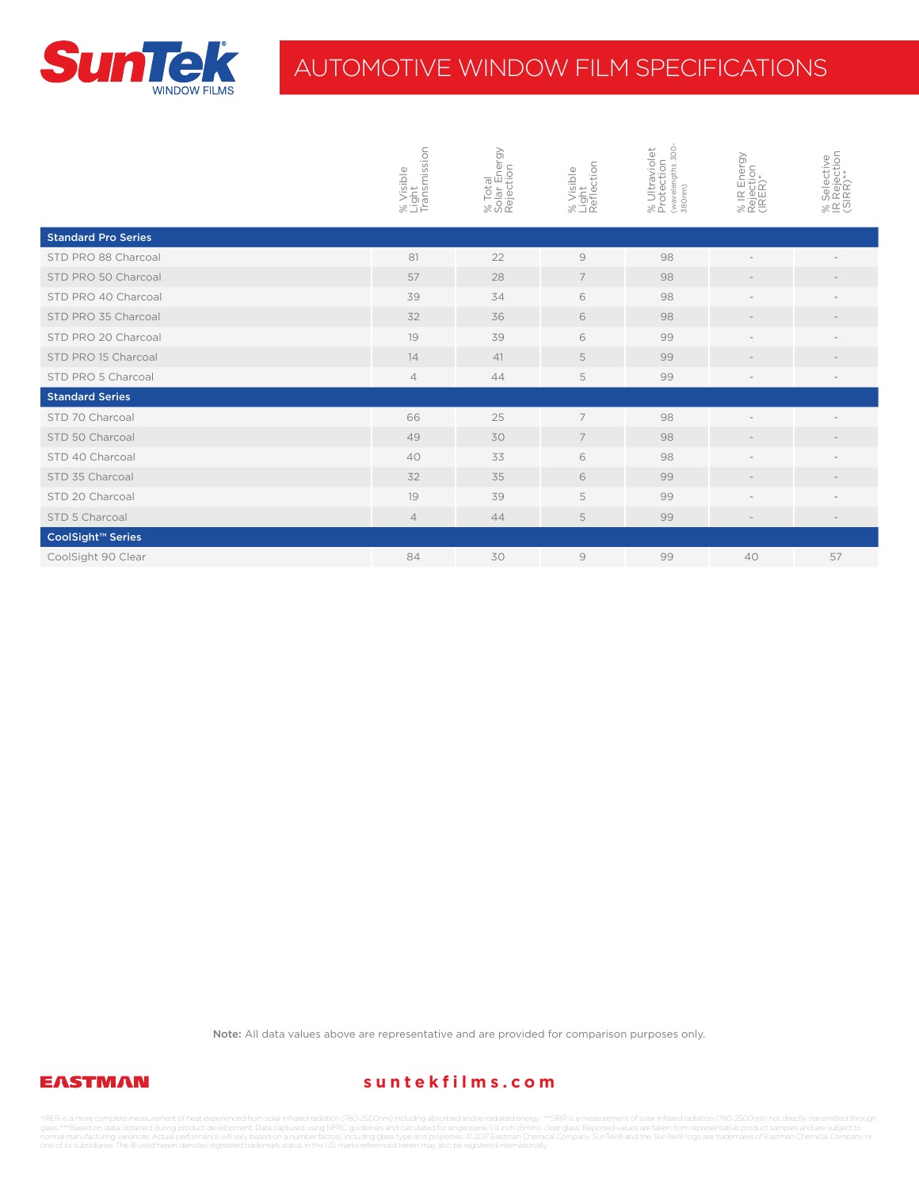SunTek WINDOW FILMS

# AUTOMOTIVE WINDOW FILM SPECIFICATIONS

| | % Visible Light Transmission | % Total Solar Energy Rejection | % Visible Light Reflection | % Ultraviolet Protection (wavelengths 300-380nm) | % IR Energy Rejection (IRER)* | % Selective IR Rejection (SIRR)** |
|---|---|---|---|---|---|---|
| **Standard Pro Series** | | | | | | |
| STD PRO 88 Charcoal | 81 | 22 | 9 | 98 | - | - |
| STD PRO 50 Charcoal | 57 | 28 | 7 | 98 | - | - |
| STD PRO 40 Charcoal | 39 | 34 | 6 | 98 | - | - |
| STD PRO 35 Charcoal | 32 | 36 | 6 | 98 | - | - |
| STD PRO 20 Charcoal | 19 | 39 | 6 | 99 | - | - |
| STD PRO 15 Charcoal | 14 | 41 | 5 | 99 | - | - |
| STD PRO 5 Charcoal | 4 | 44 | 5 | 99 | - | - |
| **Standard Series** | | | | | | |
| STD 70 Charcoal | 66 | 25 | 7 | 98 | - | - |
| STD 50 Charcoal | 49 | 30 | 7 | 98 | - | - |
| STD 40 Charcoal | 40 | 33 | 6 | 98 | - | - |
| STD 35 Charcoal | 32 | 35 | 6 | 99 | - | - |
| STD 20 Charcoal | 19 | 39 | 5 | 99 | - | - |
| STD 5 Charcoal | 4 | 44 | 5 | 99 | - | - |
| **CoolSight™ Series** | | | | | | |
| CoolSight 90 Clear | 84 | 30 | 9 | 99 | 40 | 57 |

**Note:** All data values above are representative and are provided for comparison purposes only.

EASTMAN

suntekfilms.com

*IRER is a more complete measurement of heat experienced from solar infrared radiation (780-2500nm) including absorbed and re-radiated energy. **SIRR is a measurement of solar infrared radiation (780-2500nm) not directly transmitted through glass. ***Based on data obtained during product development. Data captured using NFRC guidelines and calculated for single pane, 1/4 inch (6mm) clear glass. Reported values are taken from representative product samples and are subject to normal manufacturing variances. Actual performance will vary based on a number factors, including glass type and properties. © 2017 Eastman Chemical Company. SunTek® and the SunTek® logo are trademarks of Eastman Chemical Company or one of its subsidiaries. The ® used herein denotes registered trademark status in the US; marks referenced herein may also be registered internationally.